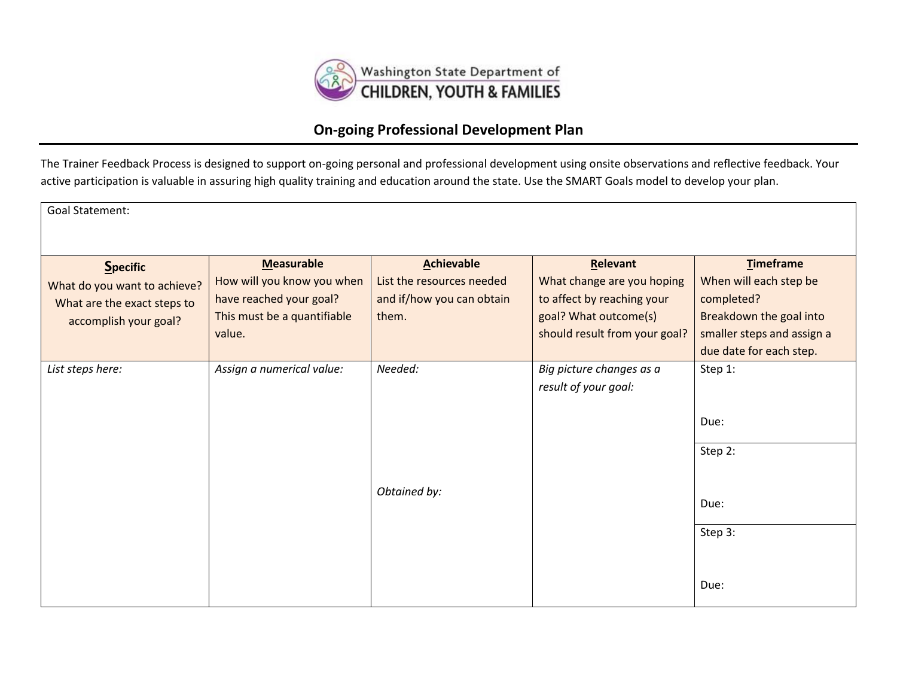Washington State Department of CHILDREN, YOUTH & FAMILIES

# On-going Professional Development Plan

The Trainer Feedback Process is designed to support on-going personal and professional development using onsite observations and reflective feedback. Your active participation is valuable in assuring high quality training and education around the state. Use the SMART Goals model to develop your plan.

| Goal Statement: | | | | |
|---|---|---|---|---|
| **Specific**<br>What do you want to achieve? What are the exact steps to accomplish your goal? | **Measurable**<br>How will you know you when have reached your goal? This must be a quantifiable value. | **Achievable**<br>List the resources needed and if/how you can obtain them. | **Relevant**<br>What change are you hoping to affect by reaching your goal? What outcome(s) should result from your goal? | **Timeframe**<br>When will each step be completed? Breakdown the goal into smaller steps and assign a due date for each step. |
| *List steps here:* | *Assign a numerical value:* | *Needed:*<br><br><br><br>*Obtained by:* | *Big picture changes as a result of your goal:* | Step 1:<br><br>Due: |
| | | | | Step 2:<br><br>Due: |
| | | | | Step 3:<br><br>Due: |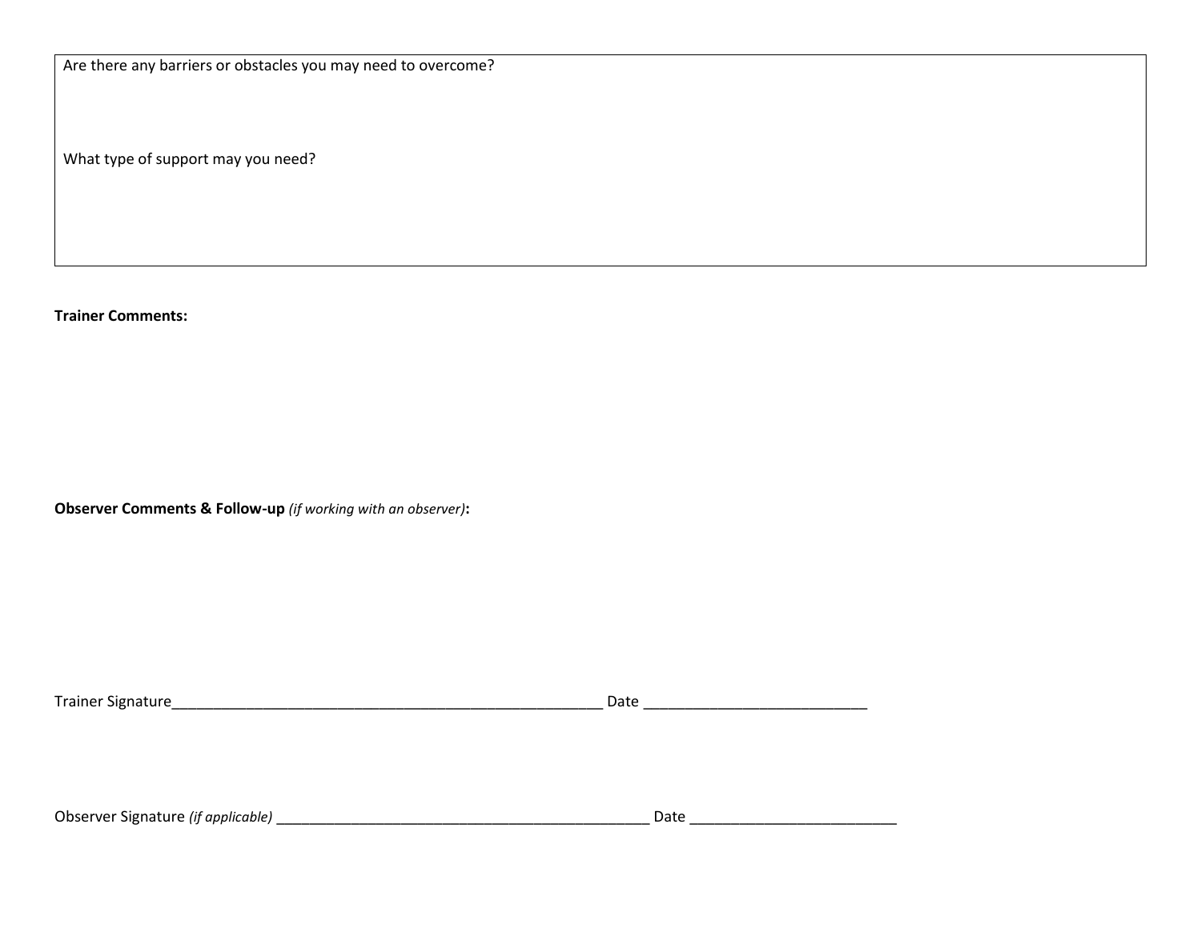Are there any barriers or obstacles you may need to overcome?

What type of support may you need?

**Trainer Comments:**

**Observer Comments & Follow-up** *(if working with an observer)***:**

Trainer Signature_______________________________________________________ Date ____________________________

Observer Signature *(if applicable)* _______________________________________________ Date __________________________